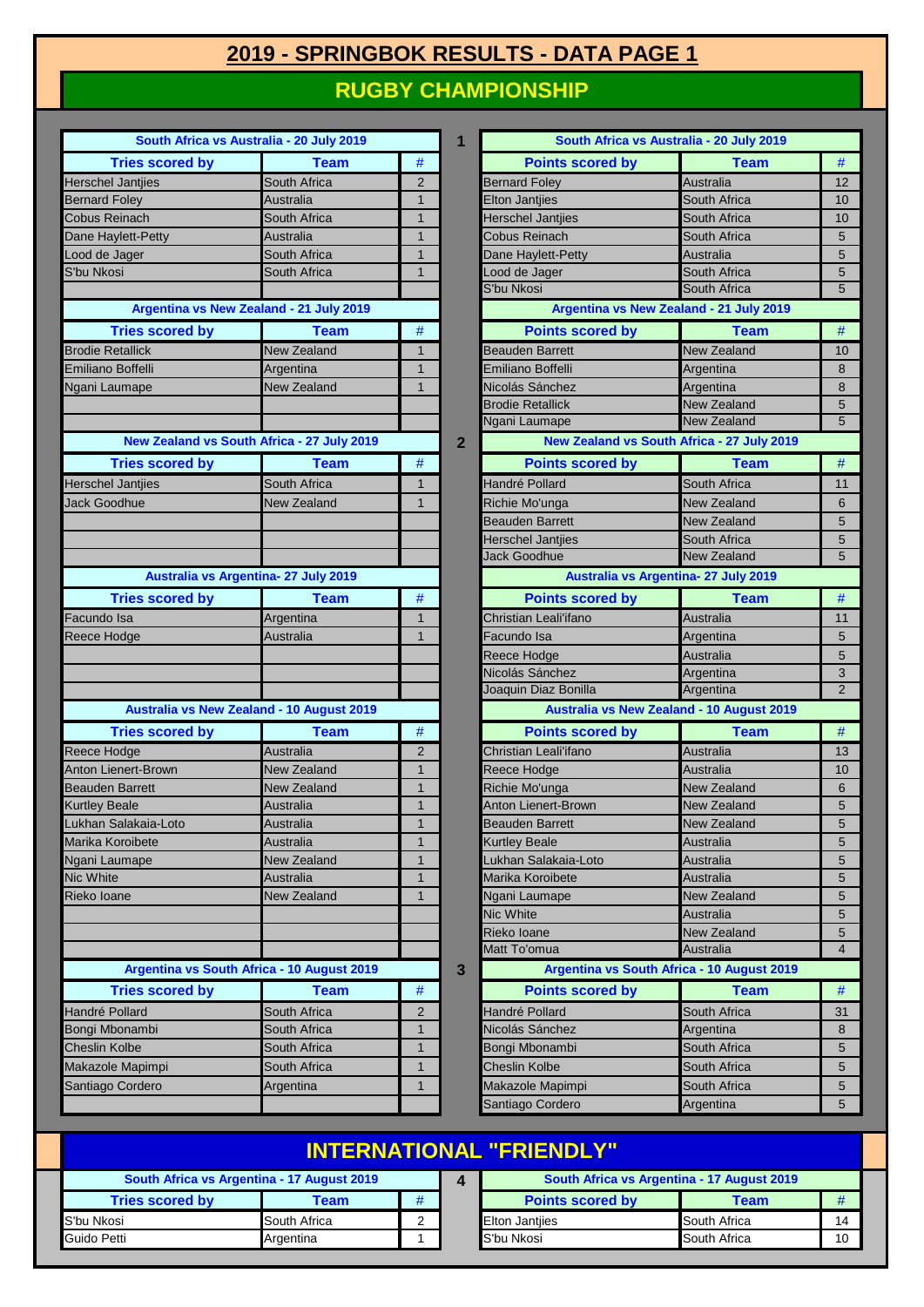# 2019 - SPRINGBOK RESULTS - DATA PAGE 1

## RUGBY CHAMPIONSHIP

### 1

**South Africa vs Australia - 20 July 2019**

| Tries scored by | Team | # |
|---|---|---|
| Herschel Jantjies | South Africa | 2 |
| Bernard Foley | Australia | 1 |
| Cobus Reinach | South Africa | 1 |
| Dane Haylett-Petty | Australia | 1 |
| Lood de Jager | South Africa | 1 |
| S'bu Nkosi | South Africa | 1 |

| Points scored by | Team | # |
|---|---|---|
| Bernard Foley | Australia | 12 |
| Elton Jantjies | South Africa | 10 |
| Herschel Jantjies | South Africa | 10 |
| Cobus Reinach | South Africa | 5 |
| Dane Haylett-Petty | Australia | 5 |
| Lood de Jager | South Africa | 5 |
| S'bu Nkosi | South Africa | 5 |

**Argentina vs New Zealand - 21 July 2019**

| Tries scored by | Team | # |
|---|---|---|
| Brodie Retallick | New Zealand | 1 |
| Emiliano Boffelli | Argentina | 1 |
| Ngani Laumape | New Zealand | 1 |

| Points scored by | Team | # |
|---|---|---|
| Beauden Barrett | New Zealand | 10 |
| Emiliano Boffelli | Argentina | 8 |
| Nicolás Sánchez | Argentina | 8 |
| Brodie Retallick | New Zealand | 5 |
| Ngani Laumape | New Zealand | 5 |

### 2

**New Zealand vs South Africa - 27 July 2019**

| Tries scored by | Team | # |
|---|---|---|
| Herschel Jantjies | South Africa | 1 |
| Jack Goodhue | New Zealand | 1 |

| Points scored by | Team | # |
|---|---|---|
| Handré Pollard | South Africa | 11 |
| Richie Mo'unga | New Zealand | 6 |
| Beauden Barrett | New Zealand | 5 |
| Herschel Jantjies | South Africa | 5 |
| Jack Goodhue | New Zealand | 5 |

**Australia vs Argentina- 27 July 2019**

| Tries scored by | Team | # |
|---|---|---|
| Facundo Isa | Argentina | 1 |
| Reece Hodge | Australia | 1 |

| Points scored by | Team | # |
|---|---|---|
| Christian Leali'ifano | Australia | 11 |
| Facundo Isa | Argentina | 5 |
| Reece Hodge | Australia | 5 |
| Nicolás Sánchez | Argentina | 3 |
| Joaquin Diaz Bonilla | Argentina | 2 |

**Australia vs New Zealand - 10 August 2019**

| Tries scored by | Team | # |
|---|---|---|
| Reece Hodge | Australia | 2 |
| Anton Lienert-Brown | New Zealand | 1 |
| Beauden Barrett | New Zealand | 1 |
| Kurtley Beale | Australia | 1 |
| Lukhan Salakaia-Loto | Australia | 1 |
| Marika Koroibete | Australia | 1 |
| Ngani Laumape | New Zealand | 1 |
| Nic White | Australia | 1 |
| Rieko Ioane | New Zealand | 1 |

| Points scored by | Team | # |
|---|---|---|
| Christian Leali'ifano | Australia | 13 |
| Reece Hodge | Australia | 10 |
| Richie Mo'unga | New Zealand | 6 |
| Anton Lienert-Brown | New Zealand | 5 |
| Beauden Barrett | New Zealand | 5 |
| Kurtley Beale | Australia | 5 |
| Lukhan Salakaia-Loto | Australia | 5 |
| Marika Koroibete | Australia | 5 |
| Ngani Laumape | New Zealand | 5 |
| Nic White | Australia | 5 |
| Rieko Ioane | New Zealand | 5 |
| Matt To'omua | Australia | 4 |

### 3

**Argentina vs South Africa - 10 August 2019**

| Tries scored by | Team | # |
|---|---|---|
| Handré Pollard | South Africa | 2 |
| Bongi Mbonambi | South Africa | 1 |
| Cheslin Kolbe | South Africa | 1 |
| Makazole Mapimpi | South Africa | 1 |
| Santiago Cordero | Argentina | 1 |

| Points scored by | Team | # |
|---|---|---|
| Handré Pollard | South Africa | 31 |
| Nicolás Sánchez | Argentina | 8 |
| Bongi Mbonambi | South Africa | 5 |
| Cheslin Kolbe | South Africa | 5 |
| Makazole Mapimpi | South Africa | 5 |
| Santiago Cordero | Argentina | 5 |

## INTERNATIONAL "FRIENDLY"

### 4

**South Africa vs Argentina - 17 August 2019**

| Tries scored by | Team | # |
|---|---|---|
| S'bu Nkosi | South Africa | 2 |
| Guido Petti | Argentina | 1 |

| Points scored by | Team | # |
|---|---|---|
| Elton Jantjies | South Africa | 14 |
| S'bu Nkosi | South Africa | 10 |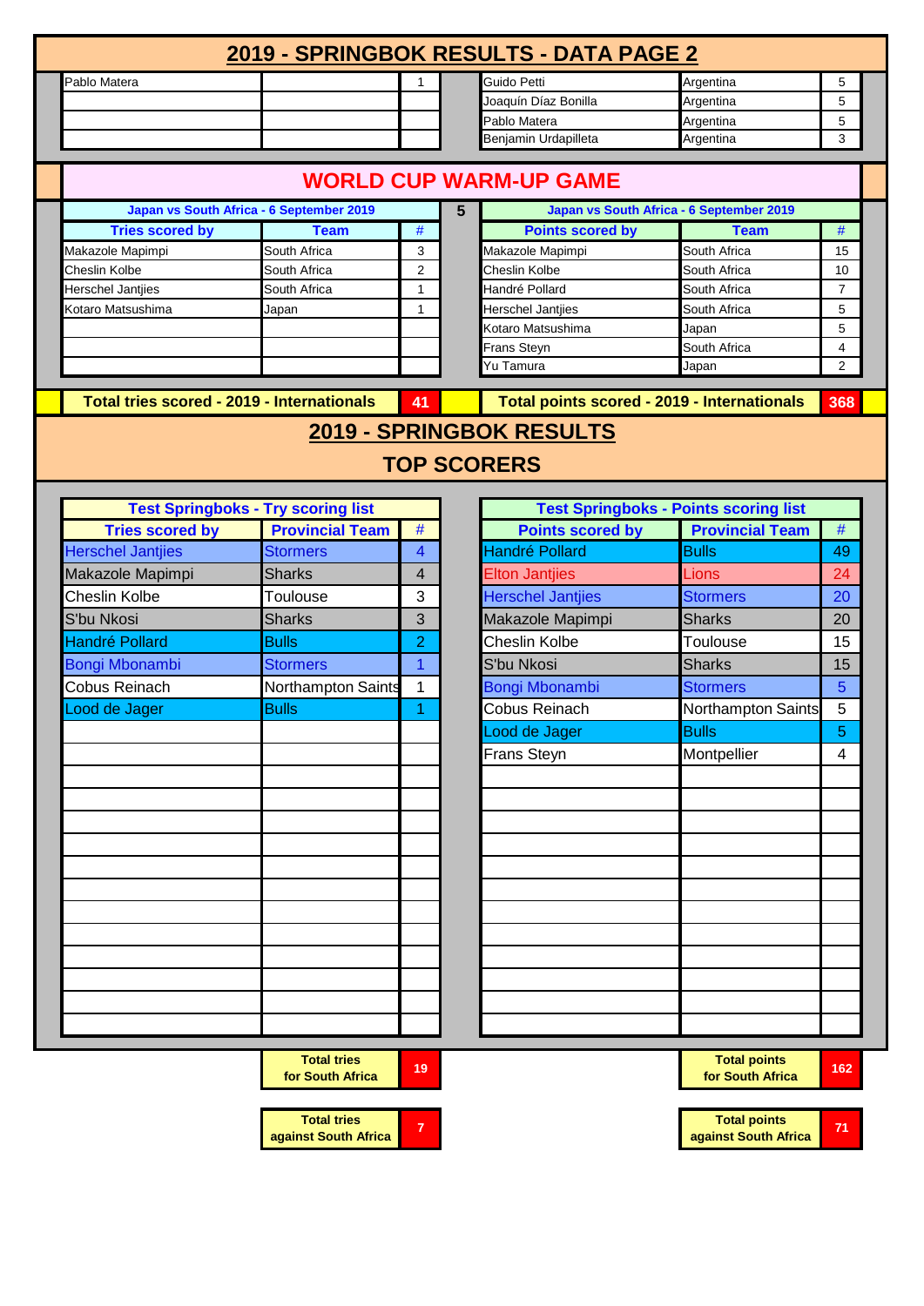## 2019 - SPRINGBOK RESULTS - DATA PAGE 2

| | | |
|---|---|---|
| Pablo Matera | | 1 |
| | | |
| | | |
| | | |

| | | |
|---|---|---|
| Guido Petti | Argentina | 5 |
| Joaquín Díaz Bonilla | Argentina | 5 |
| Pablo Matera | Argentina | 5 |
| Benjamin Urdapilleta | Argentina | 3 |

## WORLD CUP WARM-UP GAME

5

| Japan vs South Africa - 6 September 2019 | | |
|---|---|---|
| **Tries scored by** | **Team** | **#** |
| Makazole Mapimpi | South Africa | 3 |
| Cheslin Kolbe | South Africa | 2 |
| Herschel Jantjies | South Africa | 1 |
| Kotaro Matsushima | Japan | 1 |
| | | |
| | | |
| | | |

| Japan vs South Africa - 6 September 2019 | | |
|---|---|---|
| **Points scored by** | **Team** | **#** |
| Makazole Mapimpi | South Africa | 15 |
| Cheslin Kolbe | South Africa | 10 |
| Handré Pollard | South Africa | 7 |
| Herschel Jantjies | South Africa | 5 |
| Kotaro Matsushima | Japan | 5 |
| Frans Steyn | South Africa | 4 |
| Yu Tamura | Japan | 2 |

**Total tries scored - 2019 - Internationals** 41

**Total points scored - 2019 - Internationals** 368

## 2019 - SPRINGBOK RESULTS

## TOP SCORERS

| Test Springboks - Try scoring list | | |
|---|---|---|
| **Tries scored by** | **Provincial Team** | **#** |
| Herschel Jantjies | Stormers | 4 |
| Makazole Mapimpi | Sharks | 4 |
| Cheslin Kolbe | Toulouse | 3 |
| S'bu Nkosi | Sharks | 3 |
| Handré Pollard | Bulls | 2 |
| Bongi Mbonambi | Stormers | 1 |
| Cobus Reinach | Northampton Saints | 1 |
| Lood de Jager | Bulls | 1 |

| Test Springboks - Points scoring list | | |
|---|---|---|
| **Points scored by** | **Provincial Team** | **#** |
| Handré Pollard | Bulls | 49 |
| Elton Jantjies | Lions | 24 |
| Herschel Jantjies | Stormers | 20 |
| Makazole Mapimpi | Sharks | 20 |
| Cheslin Kolbe | Toulouse | 15 |
| S'bu Nkosi | Sharks | 15 |
| Bongi Mbonambi | Stormers | 5 |
| Cobus Reinach | Northampton Saints | 5 |
| Lood de Jager | Bulls | 5 |
| Frans Steyn | Montpellier | 4 |

**Total tries for South Africa** 19

**Total points for South Africa** 162

**Total tries against South Africa** 7

**Total points against South Africa** 71